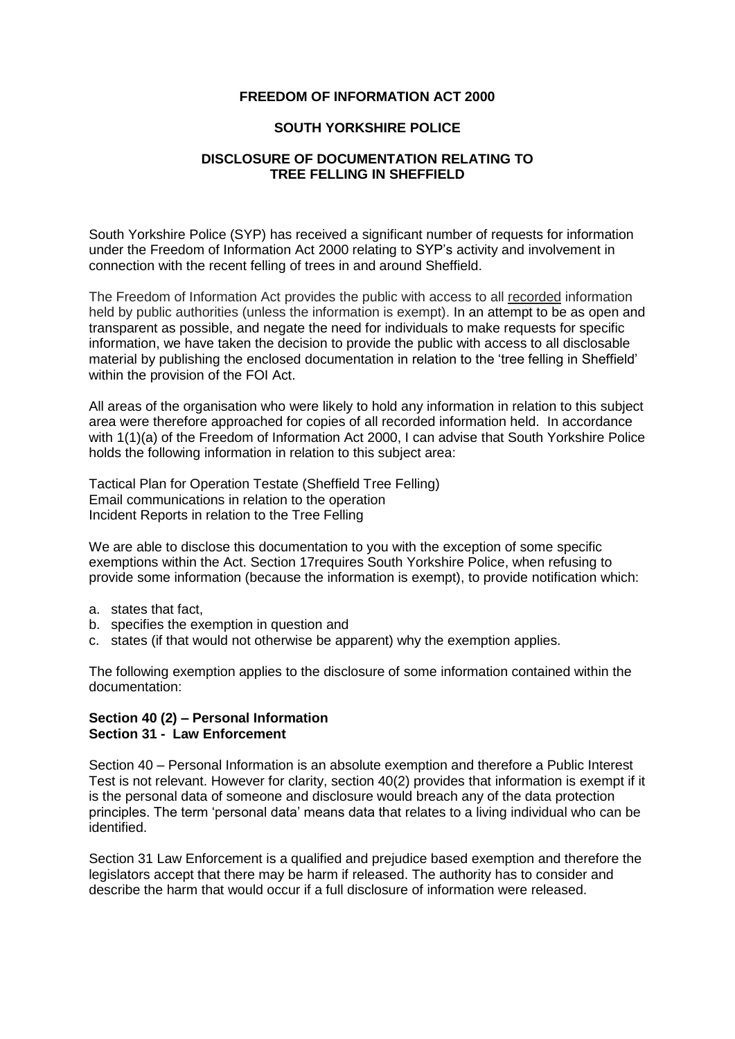**FREEDOM OF INFORMATION ACT 2000**

**SOUTH YORKSHIRE POLICE**

**DISCLOSURE OF DOCUMENTATION RELATING TO TREE FELLING IN SHEFFIELD**

South Yorkshire Police (SYP) has received a significant number of requests for information under the Freedom of Information Act 2000 relating to SYP's activity and involvement in connection with the recent felling of trees in and around Sheffield.

The Freedom of Information Act provides the public with access to all recorded information held by public authorities (unless the information is exempt). In an attempt to be as open and transparent as possible, and negate the need for individuals to make requests for specific information, we have taken the decision to provide the public with access to all disclosable material by publishing the enclosed documentation in relation to the 'tree felling in Sheffield' within the provision of the FOI Act.

All areas of the organisation who were likely to hold any information in relation to this subject area were therefore approached for copies of all recorded information held. In accordance with 1(1)(a) of the Freedom of Information Act 2000, I can advise that South Yorkshire Police holds the following information in relation to this subject area:

Tactical Plan for Operation Testate (Sheffield Tree Felling)
Email communications in relation to the operation
Incident Reports in relation to the Tree Felling

We are able to disclose this documentation to you with the exception of some specific exemptions within the Act. Section 17requires South Yorkshire Police, when refusing to provide some information (because the information is exempt), to provide notification which:

a. states that fact,
b. specifies the exemption in question and
c. states (if that would not otherwise be apparent) why the exemption applies.

The following exemption applies to the disclosure of some information contained within the documentation:

**Section 40 (2) – Personal Information**
**Section 31 - Law Enforcement**

Section 40 – Personal Information is an absolute exemption and therefore a Public Interest Test is not relevant. However for clarity, section 40(2) provides that information is exempt if it is the personal data of someone and disclosure would breach any of the data protection principles. The term 'personal data' means data that relates to a living individual who can be identified.

Section 31 Law Enforcement is a qualified and prejudice based exemption and therefore the legislators accept that there may be harm if released. The authority has to consider and describe the harm that would occur if a full disclosure of information were released.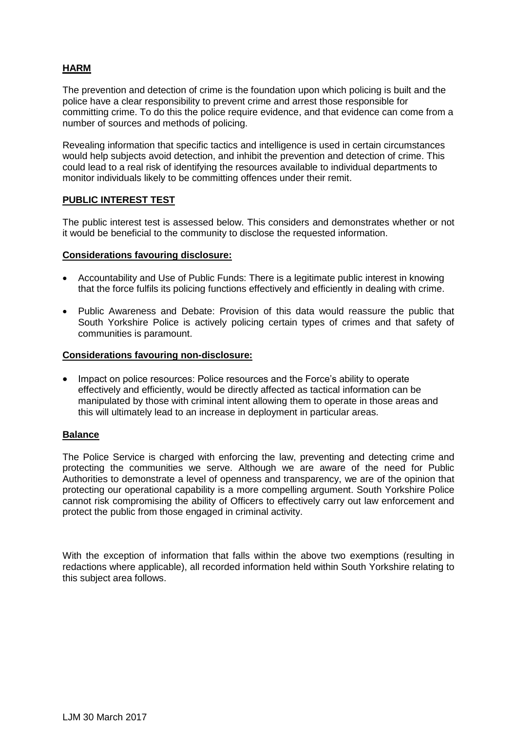## HARM

The prevention and detection of crime is the foundation upon which policing is built and the police have a clear responsibility to prevent crime and arrest those responsible for committing crime. To do this the police require evidence, and that evidence can come from a number of sources and methods of policing.

Revealing information that specific tactics and intelligence is used in certain circumstances would help subjects avoid detection, and inhibit the prevention and detection of crime. This could lead to a real risk of identifying the resources available to individual departments to monitor individuals likely to be committing offences under their remit.

## PUBLIC INTEREST TEST

The public interest test is assessed below. This considers and demonstrates whether or not it would be beneficial to the community to disclose the requested information.

### Considerations favouring disclosure:

- Accountability and Use of Public Funds: There is a legitimate public interest in knowing that the force fulfils its policing functions effectively and efficiently in dealing with crime.
- Public Awareness and Debate: Provision of this data would reassure the public that South Yorkshire Police is actively policing certain types of crimes and that safety of communities is paramount.

### Considerations favouring non-disclosure:

- Impact on police resources: Police resources and the Force's ability to operate effectively and efficiently, would be directly affected as tactical information can be manipulated by those with criminal intent allowing them to operate in those areas and this will ultimately lead to an increase in deployment in particular areas.

### Balance

The Police Service is charged with enforcing the law, preventing and detecting crime and protecting the communities we serve. Although we are aware of the need for Public Authorities to demonstrate a level of openness and transparency, we are of the opinion that protecting our operational capability is a more compelling argument. South Yorkshire Police cannot risk compromising the ability of Officers to effectively carry out law enforcement and protect the public from those engaged in criminal activity.

With the exception of information that falls within the above two exemptions (resulting in redactions where applicable), all recorded information held within South Yorkshire relating to this subject area follows.

LJM 30 March 2017